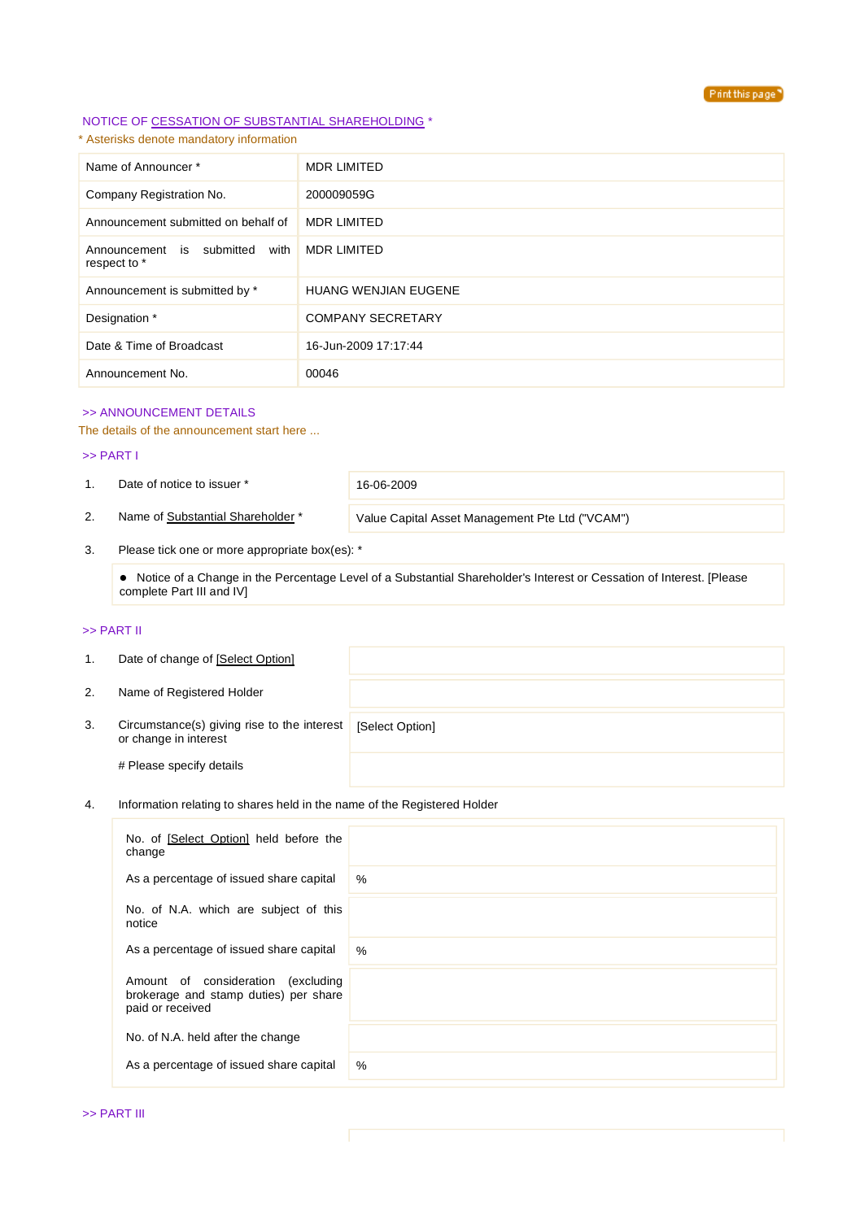NOTICE OF CESSATION OF SUBSTANTIAL SHAREHOLDING *

\* Asterisks denote mandatory information

| Name of Announcer * | MDR LIMITED |
|---|---|
| Company Registration No. | 200009059G |
| Announcement submitted on behalf of | MDR LIMITED |
| Announcement is submitted with respect to * | MDR LIMITED |
| Announcement is submitted by * | HUANG WENJIAN EUGENE |
| Designation * | COMPANY SECRETARY |
| Date & Time of Broadcast | 16-Jun-2009 17:17:44 |
| Announcement No. | 00046 |

>> ANNOUNCEMENT DETAILS

The details of the announcement start here ...

>> PART I

| | | |
|---|---|---|
| 1. | Date of notice to issuer * | 16-06-2009 |
| 2. | Name of Substantial Shareholder * | Value Capital Asset Management Pte Ltd ("VCAM") |
| 3. | Please tick one or more appropriate box(es): * | |

- Notice of a Change in the Percentage Level of a Substantial Shareholder's Interest or Cessation of Interest. [Please complete Part III and IV]

>> PART II

| | | |
|---|---|---|
| 1. | Date of change of [Select Option] | |
| 2. | Name of Registered Holder | |
| 3. | Circumstance(s) giving rise to the interest or change in interest | [Select Option] |
| | # Please specify details | |
| 4. | Information relating to shares held in the name of the Registered Holder | |

| | |
|---|---|
| No. of [Select Option] held before the change | |
| As a percentage of issued share capital | % |
| No. of N.A. which are subject of this notice | |
| As a percentage of issued share capital | % |
| Amount of consideration (excluding brokerage and stamp duties) per share paid or received | |
| No. of N.A. held after the change | |
| As a percentage of issued share capital | % |

>> PART III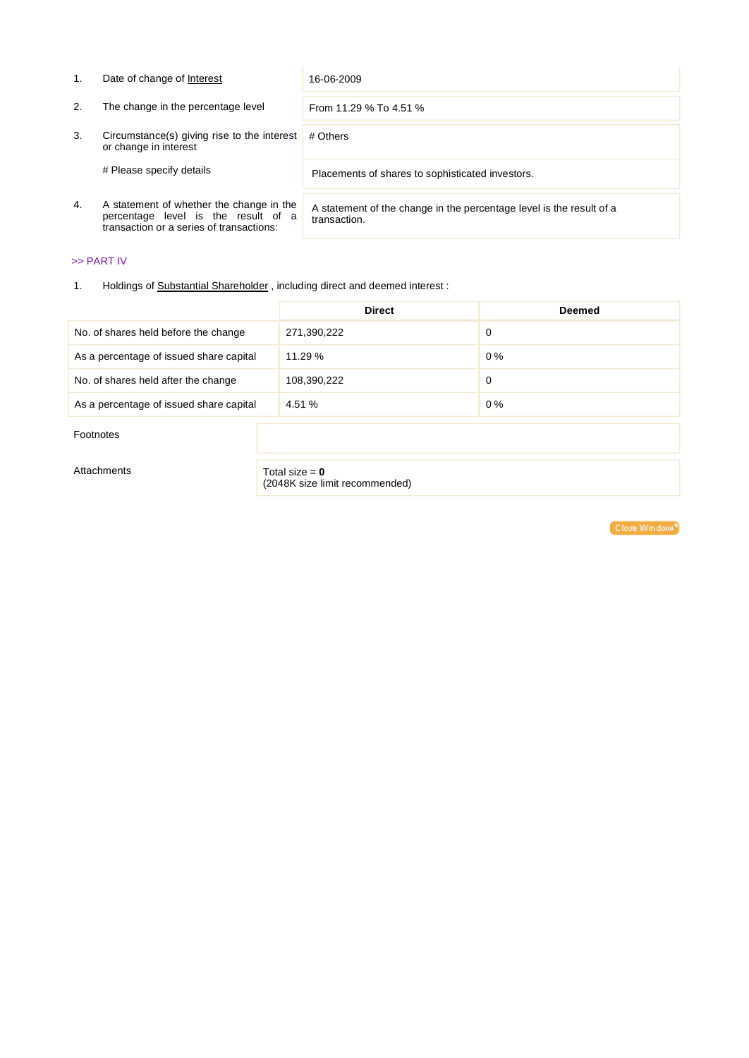| | | |
|---|---|---|
| 1. | Date of change of Interest | 16-06-2009 |
| 2. | The change in the percentage level | From 11.29 % To 4.51 % |
| 3. | Circumstance(s) giving rise to the interest or change in interest | # Others |
| | # Please specify details | Placements of shares to sophisticated investors. |
| 4. | A statement of whether the change in the percentage level is the result of a transaction or a series of transactions: | A statement of the change in the percentage level is the result of a transaction. |

>> PART IV

1. Holdings of Substantial Shareholder , including direct and deemed interest :

| | Direct | Deemed |
|---|---|---|
| No. of shares held before the change | 271,390,222 | 0 |
| As a percentage of issued share capital | 11.29 % | 0 % |
| No. of shares held after the change | 108,390,222 | 0 |
| As a percentage of issued share capital | 4.51 % | 0 % |

| | |
|---|---|
| Footnotes | |
| Attachments | Total size = **0**<br>(2048K size limit recommended) |